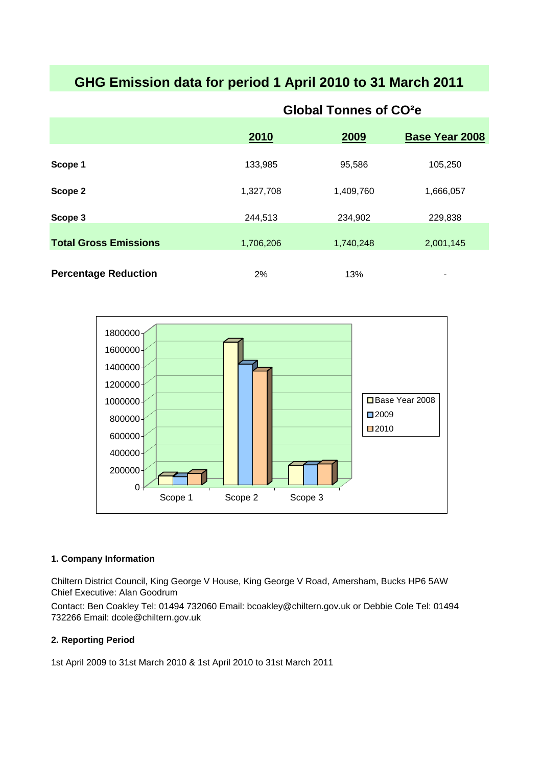# GHG Emission data for period 1 April 2010 to 31 March 2011

| | Global Tonnes of $CO^2e$ | | |
|---|---|---|---|
| | **2010** | **2009** | **Base Year 2008** |
| **Scope 1** | 133,985 | 95,586 | 105,250 |
| **Scope 2** | 1,327,708 | 1,409,760 | 1,666,057 |
| **Scope 3** | 244,513 | 234,902 | 229,838 |
| **Total Gross Emissions** | 1,706,206 | 1,740,248 | 2,001,145 |
| **Percentage Reduction** | 2% | 13% | - |

#### 1. Company Information

Chiltern District Council, King George V House, King George V Road, Amersham, Bucks HP6 5AW
Chief Executive: Alan Goodrum

Contact: Ben Coakley Tel: 01494 732060 Email: bcoakley@chiltern.gov.uk or Debbie Cole Tel: 01494 732266 Email: dcole@chiltern.gov.uk

#### 2. Reporting Period

1st April 2009 to 31st March 2010 & 1st April 2010 to 31st March 2011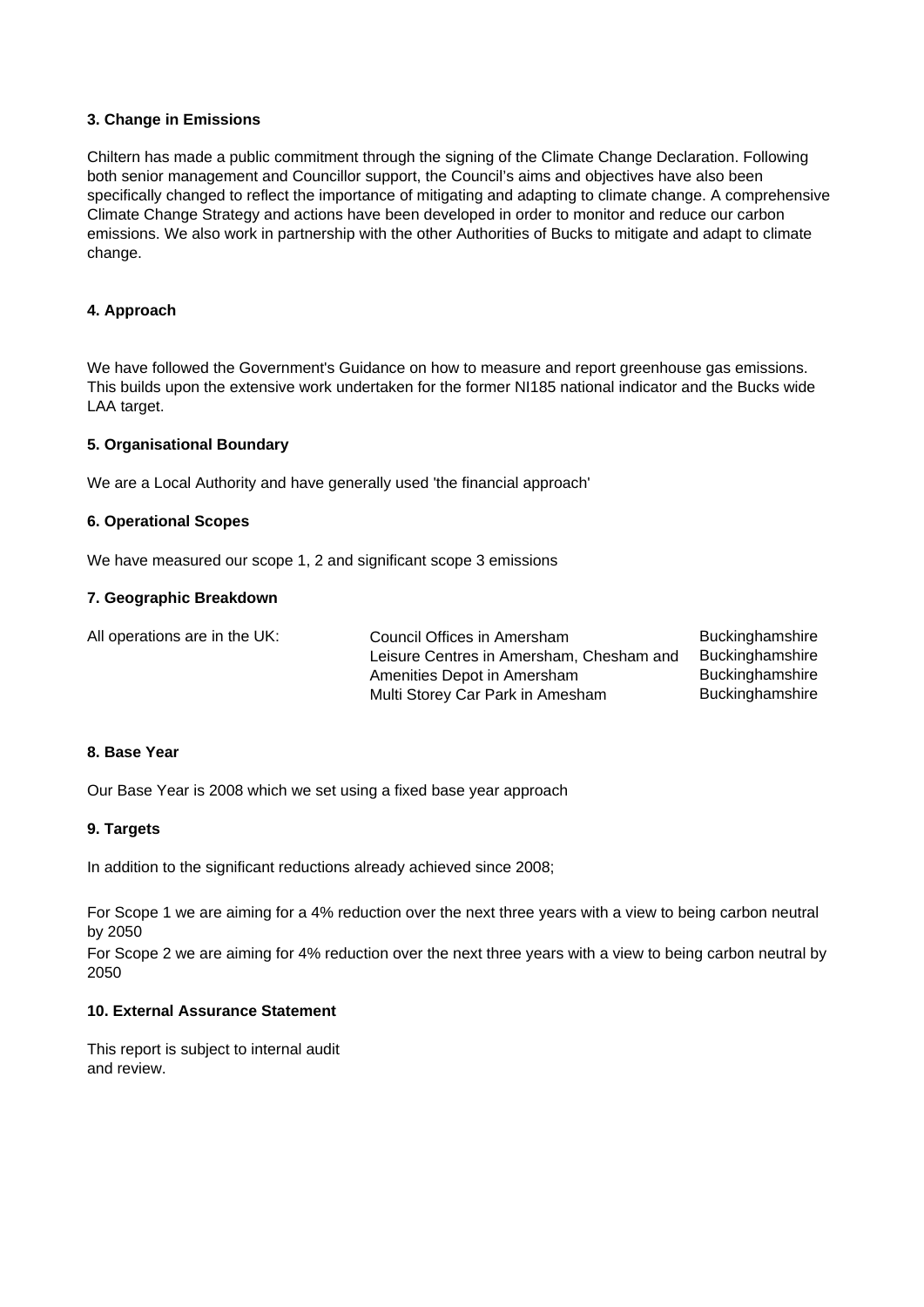### 3. Change in Emissions

Chiltern has made a public commitment through the signing of the Climate Change Declaration. Following both senior management and Councillor support, the Council's aims and objectives have also been specifically changed to reflect the importance of mitigating and adapting to climate change. A comprehensive Climate Change Strategy and actions have been developed in order to monitor and reduce our carbon emissions. We also work in partnership with the other Authorities of Bucks to mitigate and adapt to climate change.

### 4. Approach

We have followed the Government's Guidance on how to measure and report greenhouse gas emissions. This builds upon the extensive work undertaken for the former NI185 national indicator and the Bucks wide LAA target.

### 5. Organisational Boundary

We are a Local Authority and have generally used 'the financial approach'

### 6. Operational Scopes

We have measured our scope 1, 2 and significant scope 3 emissions

### 7. Geographic Breakdown

| | | |
|---|---|---|
| All operations are in the UK: | Council Offices in Amersham | Buckinghamshire |
| | Leisure Centres in Amersham, Chesham and | Buckinghamshire |
| | Amenities Depot in Amersham | Buckinghamshire |
| | Multi Storey Car Park in Amesham | Buckinghamshire |

### 8. Base Year

Our Base Year is 2008 which we set using a fixed base year approach

### 9. Targets

In addition to the significant reductions already achieved since 2008;

For Scope 1 we are aiming for a 4% reduction over the next three years with a view to being carbon neutral by 2050

For Scope 2 we are aiming for 4% reduction over the next three years with a view to being carbon neutral by 2050

### 10. External Assurance Statement

This report is subject to internal audit and review.